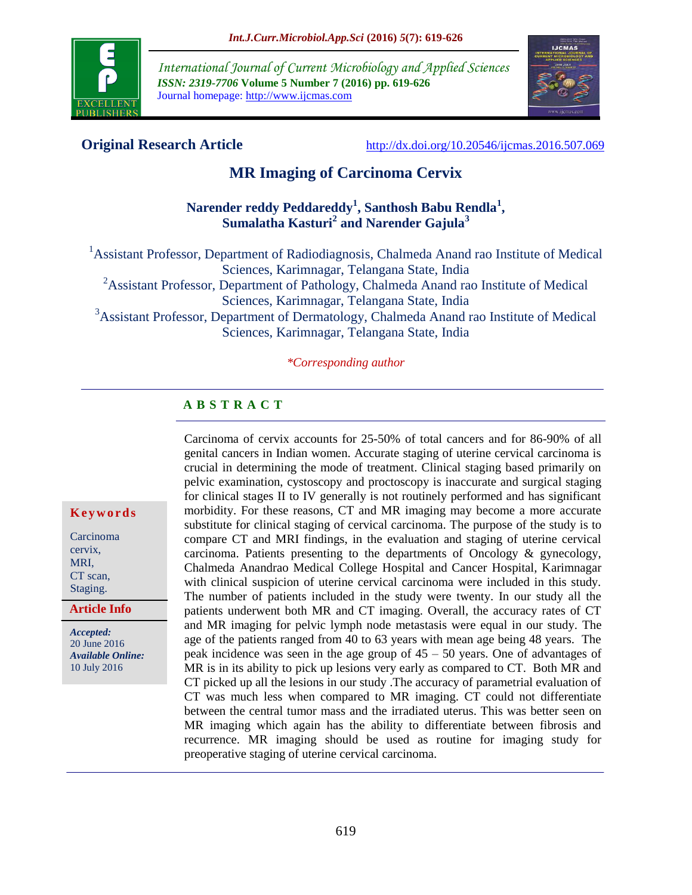International Journal of Current Microbiology and Applied Sciences
ISSN: 2319-7706 Volume 5 Number 7 (2016) pp. 619-626
Journal homepage: http://www.ijcmas.com

**Original Research Article** http://dx.doi.org/10.20546/ijcmas.2016.507.069

# MR Imaging of Carcinoma Cervix

**Narender reddy Peddareddy[1], Santhosh Babu Rendla[1], Sumalatha Kasturi[2] and Narender Gajula[3]**

[1]Assistant Professor, Department of Radiodiagnosis, Chalmeda Anand rao Institute of Medical Sciences, Karimnagar, Telangana State, India
[2]Assistant Professor, Department of Pathology, Chalmeda Anand rao Institute of Medical Sciences, Karimnagar, Telangana State, India
[3]Assistant Professor, Department of Dermatology, Chalmeda Anand rao Institute of Medical Sciences, Karimnagar, Telangana State, India

*\*Corresponding author*

## ABSTRACT

Carcinoma of cervix accounts for 25-50% of total cancers and for 86-90% of all genital cancers in Indian women. Accurate staging of uterine cervical carcinoma is crucial in determining the mode of treatment. Clinical staging based primarily on pelvic examination, cystoscopy and proctoscopy is inaccurate and surgical staging for clinical stages II to IV generally is not routinely performed and has significant morbidity. For these reasons, CT and MR imaging may become a more accurate substitute for clinical staging of cervical carcinoma. The purpose of the study is to compare CT and MRI findings, in the evaluation and staging of uterine cervical carcinoma. Patients presenting to the departments of Oncology & gynecology, Chalmeda Anandrao Medical College Hospital and Cancer Hospital, Karimnagar with clinical suspicion of uterine cervical carcinoma were included in this study. The number of patients included in the study were twenty. In our study all the patients underwent both MR and CT imaging. Overall, the accuracy rates of CT and MR imaging for pelvic lymph node metastasis were equal in our study. The age of the patients ranged from 40 to 63 years with mean age being 48 years. The peak incidence was seen in the age group of 45 – 50 years. One of advantages of MR is in its ability to pick up lesions very early as compared to CT. Both MR and CT picked up all the lesions in our study .The accuracy of parametrial evaluation of CT was much less when compared to MR imaging. CT could not differentiate between the central tumor mass and the irradiated uterus. This was better seen on MR imaging which again has the ability to differentiate between fibrosis and recurrence. MR imaging should be used as routine for imaging study for preoperative staging of uterine cervical carcinoma.

**Keywords**

Carcinoma cervix, MRI, CT scan, Staging.

**Article Info**

*Accepted:* 20 June 2016
*Available Online:* 10 July 2016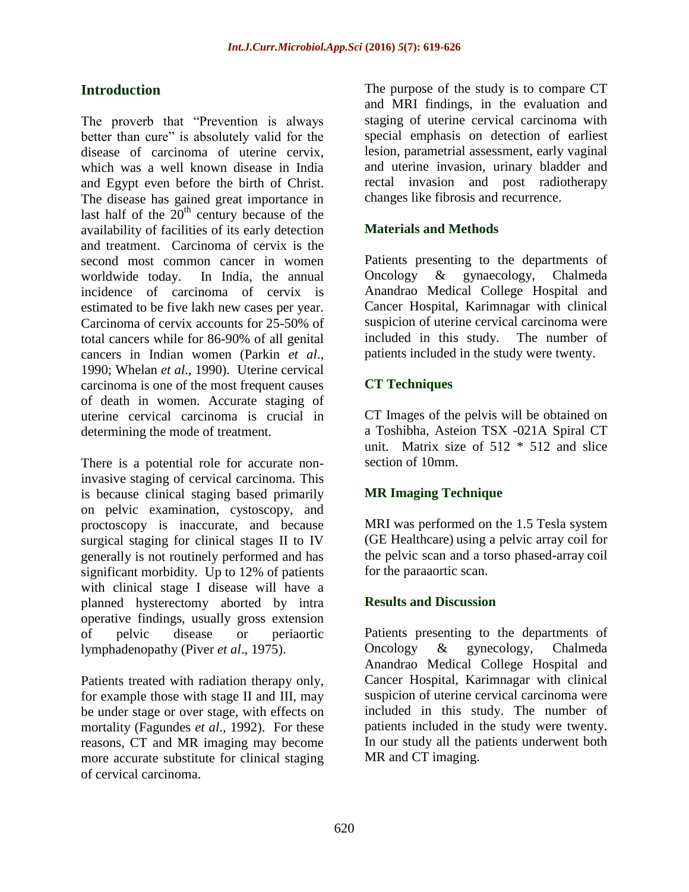## Introduction

The proverb that "Prevention is always better than cure" is absolutely valid for the disease of carcinoma of uterine cervix, which was a well known disease in India and Egypt even before the birth of Christ. The disease has gained great importance in last half of the $20^{th}$ century because of the availability of facilities of its early detection and treatment. Carcinoma of cervix is the second most common cancer in women worldwide today. In India, the annual incidence of carcinoma of cervix is estimated to be five lakh new cases per year. Carcinoma of cervix accounts for 25-50% of total cancers while for 86-90% of all genital cancers in Indian women (Parkin *et al*., 1990; Whelan *et al*., 1990). Uterine cervical carcinoma is one of the most frequent causes of death in women. Accurate staging of uterine cervical carcinoma is crucial in determining the mode of treatment.

There is a potential role for accurate non-invasive staging of cervical carcinoma. This is because clinical staging based primarily on pelvic examination, cystoscopy, and proctoscopy is inaccurate, and because surgical staging for clinical stages II to IV generally is not routinely performed and has significant morbidity. Up to 12% of patients with clinical stage I disease will have a planned hysterectomy aborted by intra operative findings, usually gross extension of pelvic disease or periaortic lymphadenopathy (Piver *et al*., 1975).

Patients treated with radiation therapy only, for example those with stage II and III, may be under stage or over stage, with effects on mortality (Fagundes *et al*., 1992). For these reasons, CT and MR imaging may become more accurate substitute for clinical staging of cervical carcinoma.

The purpose of the study is to compare CT and MRI findings, in the evaluation and staging of uterine cervical carcinoma with special emphasis on detection of earliest lesion, parametrial assessment, early vaginal and uterine invasion, urinary bladder and rectal invasion and post radiotherapy changes like fibrosis and recurrence.

## Materials and Methods

Patients presenting to the departments of Oncology & gynaecology, Chalmeda Anandrao Medical College Hospital and Cancer Hospital, Karimnagar with clinical suspicion of uterine cervical carcinoma were included in this study. The number of patients included in the study were twenty.

### CT Techniques

CT Images of the pelvis will be obtained on a Toshibha, Asteion TSX -021A Spiral CT unit. Matrix size of 512 * 512 and slice section of 10mm.

### MR Imaging Technique

MRI was performed on the 1.5 Tesla system (GE Healthcare) using a pelvic array coil for the pelvic scan and a torso phased-array coil for the paraaortic scan.

## Results and Discussion

Patients presenting to the departments of Oncology & gynecology, Chalmeda Anandrao Medical College Hospital and Cancer Hospital, Karimnagar with clinical suspicion of uterine cervical carcinoma were included in this study. The number of patients included in the study were twenty. In our study all the patients underwent both MR and CT imaging.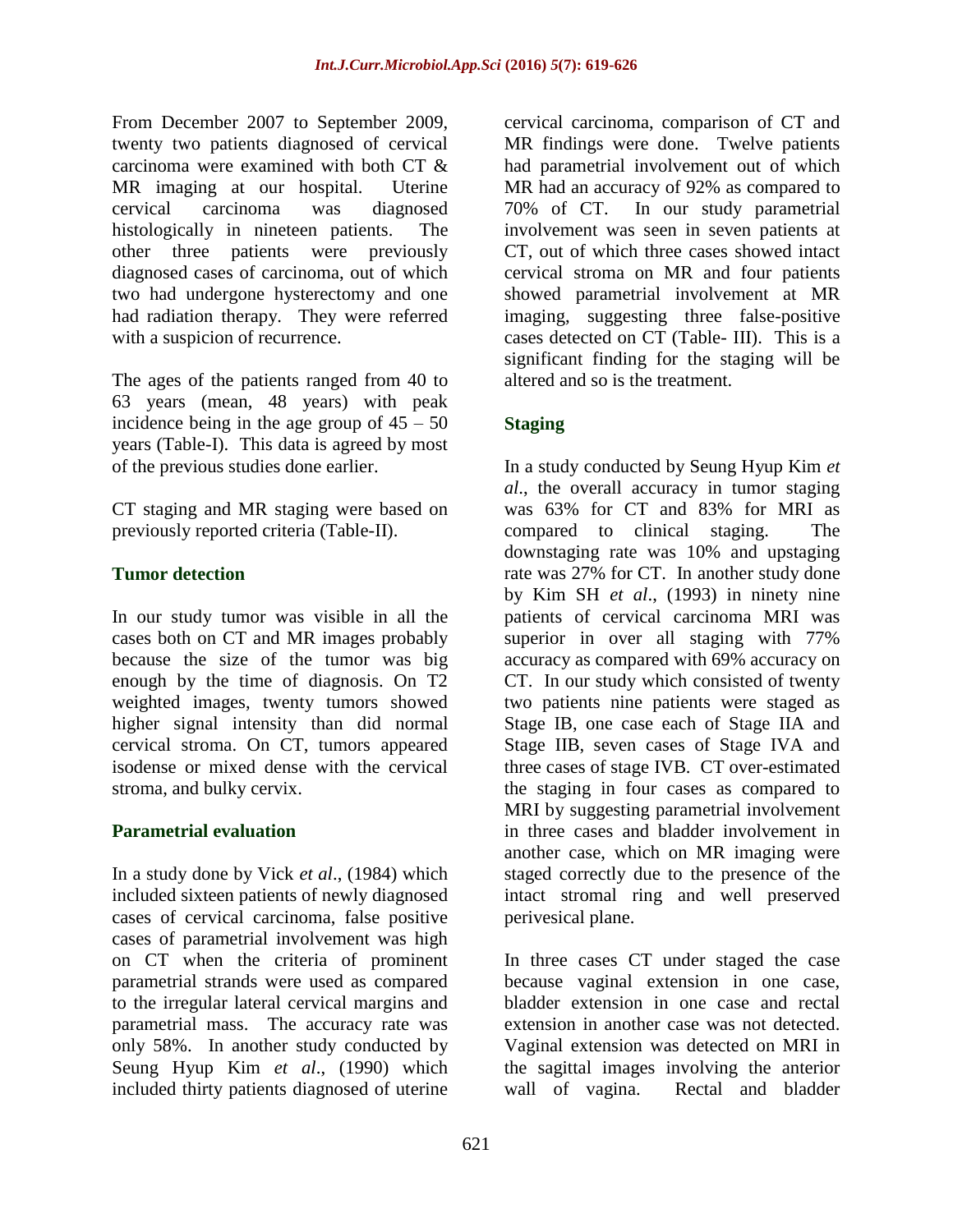From December 2007 to September 2009, twenty two patients diagnosed of cervical carcinoma were examined with both CT & MR imaging at our hospital. Uterine cervical carcinoma was diagnosed histologically in nineteen patients. The other three patients were previously diagnosed cases of carcinoma, out of which two had undergone hysterectomy and one had radiation therapy. They were referred with a suspicion of recurrence.

The ages of the patients ranged from 40 to 63 years (mean, 48 years) with peak incidence being in the age group of 45 – 50 years (Table-I). This data is agreed by most of the previous studies done earlier.

CT staging and MR staging were based on previously reported criteria (Table-II).

### Tumor detection

In our study tumor was visible in all the cases both on CT and MR images probably because the size of the tumor was big enough by the time of diagnosis. On T2 weighted images, twenty tumors showed higher signal intensity than did normal cervical stroma. On CT, tumors appeared isodense or mixed dense with the cervical stroma, and bulky cervix.

### Parametrial evaluation

In a study done by Vick *et al*., (1984) which included sixteen patients of newly diagnosed cases of cervical carcinoma, false positive cases of parametrial involvement was high on CT when the criteria of prominent parametrial strands were used as compared to the irregular lateral cervical margins and parametrial mass. The accuracy rate was only 58%. In another study conducted by Seung Hyup Kim *et al*., (1990) which included thirty patients diagnosed of uterine cervical carcinoma, comparison of CT and MR findings were done. Twelve patients had parametrial involvement out of which MR had an accuracy of 92% as compared to 70% of CT. In our study parametrial involvement was seen in seven patients at CT, out of which three cases showed intact cervical stroma on MR and four patients showed parametrial involvement at MR imaging, suggesting three false-positive cases detected on CT (Table- III). This is a significant finding for the staging will be altered and so is the treatment.

### Staging

In a study conducted by Seung Hyup Kim *et al*., the overall accuracy in tumor staging was 63% for CT and 83% for MRI as compared to clinical staging. The downstaging rate was 10% and upstaging rate was 27% for CT. In another study done by Kim SH *et al*., (1993) in ninety nine patients of cervical carcinoma MRI was superior in over all staging with 77% accuracy as compared with 69% accuracy on CT. In our study which consisted of twenty two patients nine patients were staged as Stage IB, one case each of Stage IIA and Stage IIB, seven cases of Stage IVA and three cases of stage IVB. CT over-estimated the staging in four cases as compared to MRI by suggesting parametrial involvement in three cases and bladder involvement in another case, which on MR imaging were staged correctly due to the presence of the intact stromal ring and well preserved perivesical plane.

In three cases CT under staged the case because vaginal extension in one case, bladder extension in one case and rectal extension in another case was not detected. Vaginal extension was detected on MRI in the sagittal images involving the anterior wall of vagina. Rectal and bladder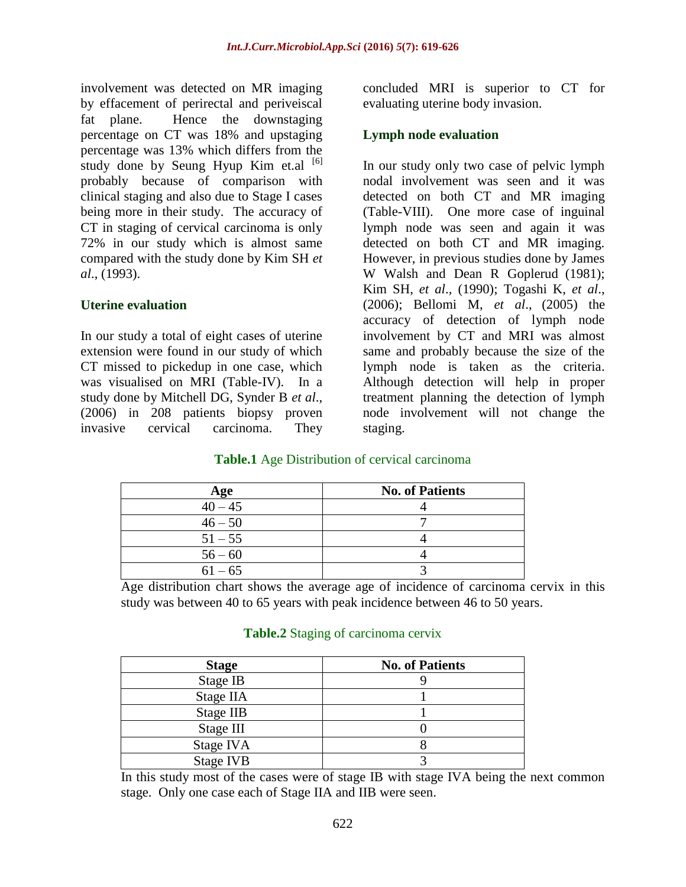involvement was detected on MR imaging by effacement of perirectal and periveiscal fat plane. Hence the downstaging percentage on CT was 18% and upstaging percentage was 13% which differs from the study done by Seung Hyup Kim et.al [6] probably because of comparison with clinical staging and also due to Stage I cases being more in their study. The accuracy of CT in staging of cervical carcinoma is only 72% in our study which is almost same compared with the study done by Kim SH *et al*., (1993).

### Uterine evaluation

In our study a total of eight cases of uterine extension were found in our study of which CT missed to pickedup in one case, which was visualised on MRI (Table-IV). In a study done by Mitchell DG, Synder B *et al*., (2006) in 208 patients biopsy proven invasive cervical carcinoma. They concluded MRI is superior to CT for evaluating uterine body invasion.

### Lymph node evaluation

In our study only two case of pelvic lymph nodal involvement was seen and it was detected on both CT and MR imaging (Table-VIII). One more case of inguinal lymph node was seen and again it was detected on both CT and MR imaging. However, in previous studies done by James W Walsh and Dean R Goplerud (1981); Kim SH, *et al*., (1990); Togashi K, *et al*., (2006); Bellomi M, *et al*., (2005) the accuracy of detection of lymph node involvement by CT and MRI was almost same and probably because the size of the lymph node is taken as the criteria. Although detection will help in proper treatment planning the detection of lymph node involvement will not change the staging.

**Table.1** Age Distribution of cervical carcinoma

| Age | No. of Patients |
|---|---|
| 40 – 45 | 4 |
| 46 – 50 | 7 |
| 51 – 55 | 4 |
| 56 – 60 | 4 |
| 61 – 65 | 3 |

Age distribution chart shows the average age of incidence of carcinoma cervix in this study was between 40 to 65 years with peak incidence between 46 to 50 years.

**Table.2** Staging of carcinoma cervix

| Stage | No. of Patients |
|---|---|
| Stage IB | 9 |
| Stage IIA | 1 |
| Stage IIB | 1 |
| Stage III | 0 |
| Stage IVA | 8 |
| Stage IVB | 3 |

In this study most of the cases were of stage IB with stage IVA being the next common stage. Only one case each of Stage IIA and IIB were seen.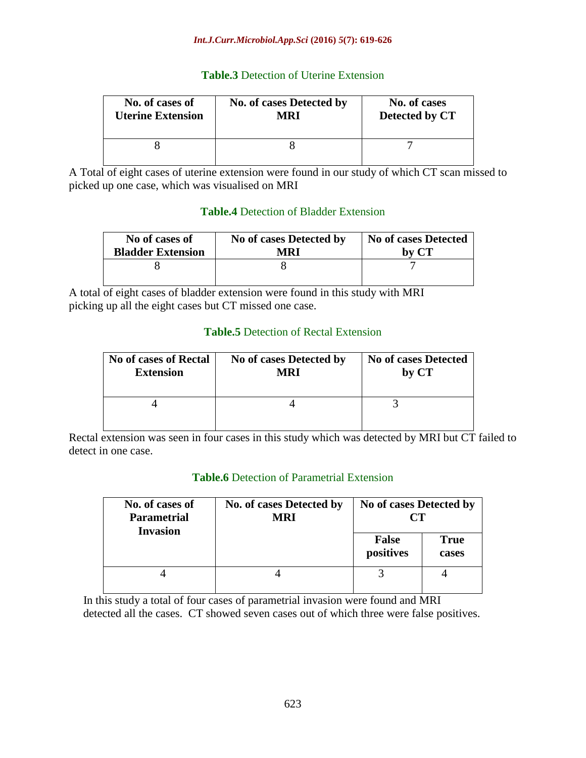**Table.3** Detection of Uterine Extension

| No. of cases of Uterine Extension | No. of cases Detected by MRI | No. of cases Detected by CT |
|---|---|---|
| 8 | 8 | 7 |

A Total of eight cases of uterine extension were found in our study of which CT scan missed to picked up one case, which was visualised on MRI

**Table.4** Detection of Bladder Extension

| No of cases of Bladder Extension | No of cases Detected by MRI | No of cases Detected by CT |
|---|---|---|
| 8 | 8 | 7 |

A total of eight cases of bladder extension were found in this study with MRI picking up all the eight cases but CT missed one case.

**Table.5** Detection of Rectal Extension

| No of cases of Rectal Extension | No of cases Detected by MRI | No of cases Detected by CT |
|---|---|---|
| 4 | 4 | 3 |

Rectal extension was seen in four cases in this study which was detected by MRI but CT failed to detect in one case.

**Table.6** Detection of Parametrial Extension

| No. of cases of Parametrial Invasion | No. of cases Detected by MRI | No of cases Detected by CT | |
|---|---|---|---|
| | | False positives | True cases |
| 4 | 4 | 3 | 4 |

In this study a total of four cases of parametrial invasion were found and MRI detected all the cases. CT showed seven cases out of which three were false positives.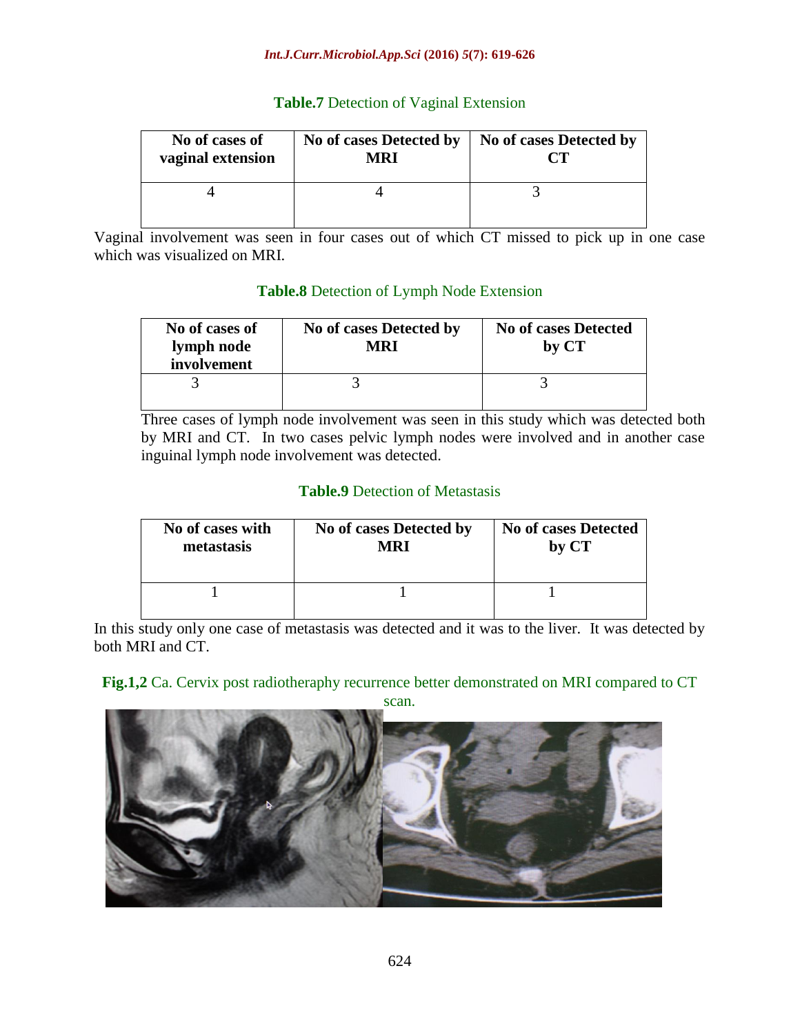**Table.7** Detection of Vaginal Extension

| No of cases of vaginal extension | No of cases Detected by MRI | No of cases Detected by CT |
|---|---|---|
| 4 | 4 | 3 |

Vaginal involvement was seen in four cases out of which CT missed to pick up in one case which was visualized on MRI.

**Table.8** Detection of Lymph Node Extension

| No of cases of lymph node involvement | No of cases Detected by MRI | No of cases Detected by CT |
|---|---|---|
| 3 | 3 | 3 |

Three cases of lymph node involvement was seen in this study which was detected both by MRI and CT. In two cases pelvic lymph nodes were involved and in another case inguinal lymph node involvement was detected.

**Table.9** Detection of Metastasis

| No of cases with metastasis | No of cases Detected by MRI | No of cases Detected by CT |
|---|---|---|
| 1 | 1 | 1 |

In this study only one case of metastasis was detected and it was to the liver. It was detected by both MRI and CT.

**Fig.1,2** Ca. Cervix post radiotheraphy recurrence better demonstrated on MRI compared to CT scan.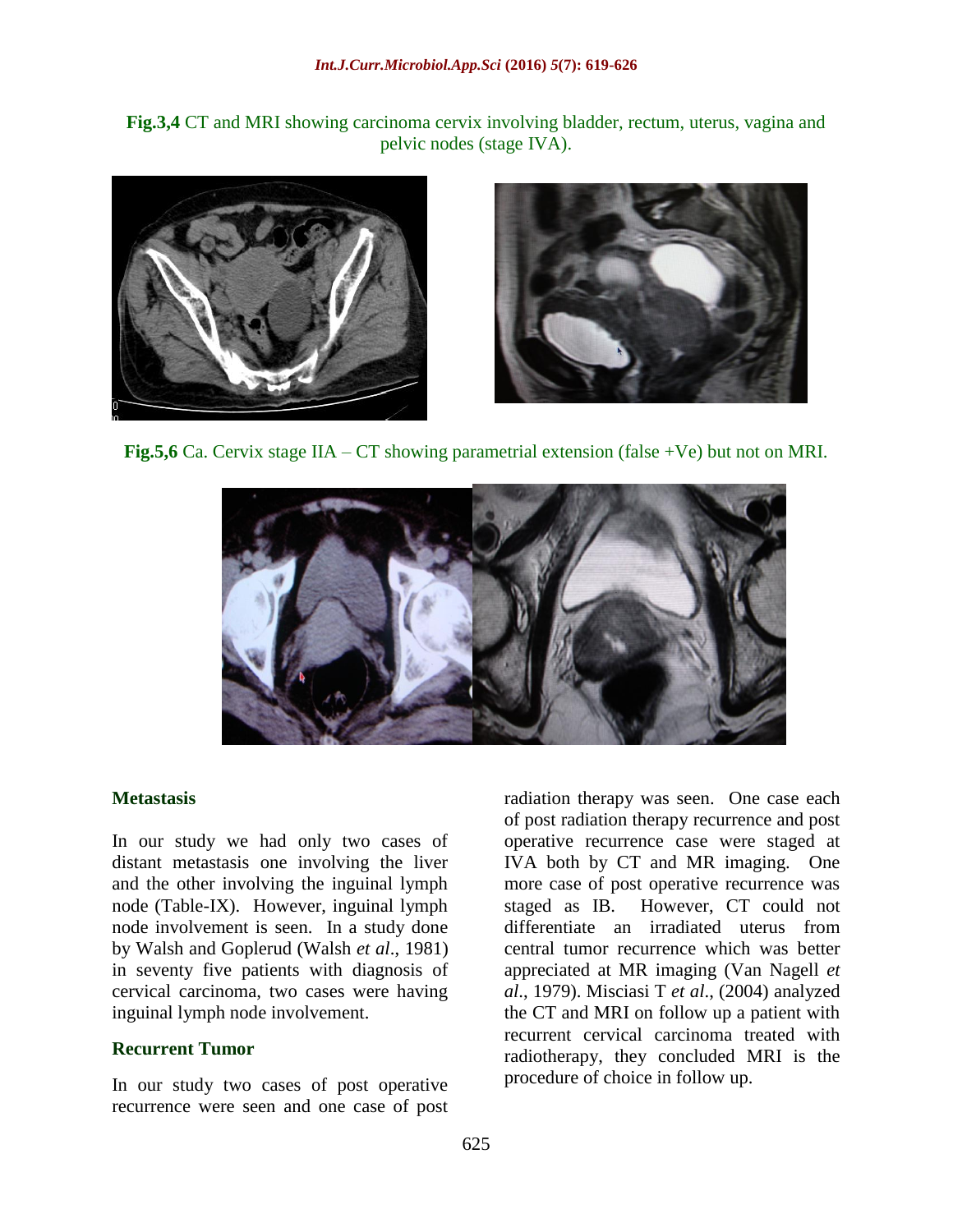**Fig.3,4** CT and MRI showing carcinoma cervix involving bladder, rectum, uterus, vagina and pelvic nodes (stage IVA).

**Fig.5,6** Ca. Cervix stage IIA – CT showing parametrial extension (false +Ve) but not on MRI.

## Metastasis

In our study we had only two cases of distant metastasis one involving the liver and the other involving the inguinal lymph node (Table-IX). However, inguinal lymph node involvement is seen. In a study done by Walsh and Goplerud (Walsh *et al*., 1981) in seventy five patients with diagnosis of cervical carcinoma, two cases were having inguinal lymph node involvement.

## Recurrent Tumor

In our study two cases of post operative recurrence were seen and one case of post radiation therapy was seen. One case each of post radiation therapy recurrence and post operative recurrence case were staged at IVA both by CT and MR imaging. One more case of post operative recurrence was staged as IB. However, CT could not differentiate an irradiated uterus from central tumor recurrence which was better appreciated at MR imaging (Van Nagell *et al*., 1979). Misciasi T *et al*., (2004) analyzed the CT and MRI on follow up a patient with recurrent cervical carcinoma treated with radiotherapy, they concluded MRI is the procedure of choice in follow up.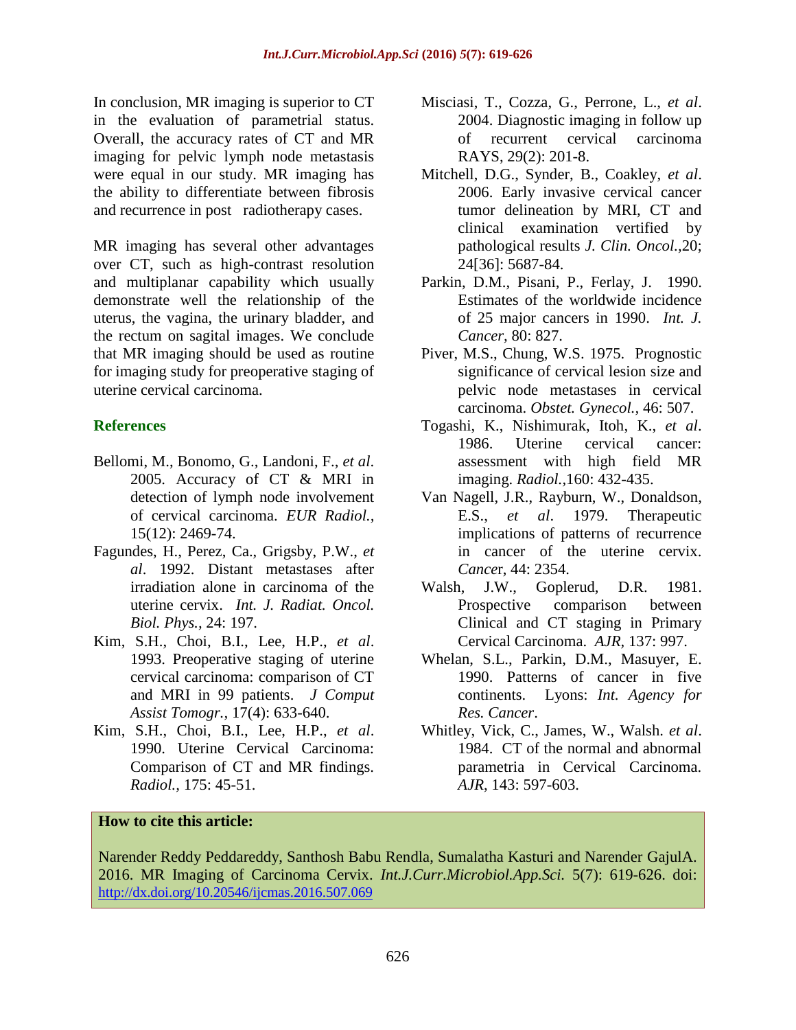In conclusion, MR imaging is superior to CT in the evaluation of parametrial status. Overall, the accuracy rates of CT and MR imaging for pelvic lymph node metastasis were equal in our study. MR imaging has the ability to differentiate between fibrosis and recurrence in post radiotherapy cases.

MR imaging has several other advantages over CT, such as high-contrast resolution and multiplanar capability which usually demonstrate well the relationship of the uterus, the vagina, the urinary bladder, and the rectum on sagital images. We conclude that MR imaging should be used as routine for imaging study for preoperative staging of uterine cervical carcinoma.

## References

Bellomi, M., Bonomo, G., Landoni, F., *et al*. 2005. Accuracy of CT & MRI in detection of lymph node involvement of cervical carcinoma. *EUR Radiol.*, 15(12): 2469-74.

Fagundes, H., Perez, Ca., Grigsby, P.W., *et al*. 1992. Distant metastases after irradiation alone in carcinoma of the uterine cervix. *Int. J. Radiat. Oncol. Biol. Phys.*, 24: 197.

Kim, S.H., Choi, B.I., Lee, H.P., *et al*. 1993. Preoperative staging of uterine cervical carcinoma: comparison of CT and MRI in 99 patients. *J Comput Assist Tomogr.*, 17(4): 633-640.

Kim, S.H., Choi, B.I., Lee, H.P., *et al*. 1990. Uterine Cervical Carcinoma: Comparison of CT and MR findings. *Radiol.*, 175: 45-51.

Misciasi, T., Cozza, G., Perrone, L., *et al*. 2004. Diagnostic imaging in follow up of recurrent cervical carcinoma RAYS, 29(2): 201-8.

Mitchell, D.G., Synder, B., Coakley, *et al*. 2006. Early invasive cervical cancer tumor delineation by MRI, CT and clinical examination verified by pathological results *J. Clin. Oncol.*,20; 24[36]: 5687-84.

Parkin, D.M., Pisani, P., Ferlay, J. 1990. Estimates of the worldwide incidence of 25 major cancers in 1990. *Int. J. Cancer*, 80: 827.

Piver, M.S., Chung, W.S. 1975. Prognostic significance of cervical lesion size and pelvic node metastases in cervical carcinoma. *Obstet. Gynecol.*, 46: 507.

Togashi, K., Nishimurak, Itoh, K., *et al*. 1986. Uterine cervical cancer: assessment with high field MR imaging. *Radiol.*,160: 432-435.

Van Nagell, J.R., Rayburn, W., Donaldson, E.S., *et al*. 1979. Therapeutic implications of patterns of recurrence in cancer of the uterine cervix. *Cancer*, 44: 2354.

Walsh, J.W., Goplerud, D.R. 1981. Prospective comparison between Clinical and CT staging in Primary Cervical Carcinoma. *AJR*, 137: 997.

Whelan, S.L., Parkin, D.M., Masuyer, E. 1990. Patterns of cancer in five continents. Lyons: *Int. Agency for Res. Cancer*.

Whitley, Vick, C., James, W., Walsh. *et al*. 1984. CT of the normal and abnormal parametria in Cervical Carcinoma. *AJR*, 143: 597-603.

**How to cite this article:**

Narender Reddy Peddareddy, Santhosh Babu Rendla, Sumalatha Kasturi and Narender GajulA. 2016. MR Imaging of Carcinoma Cervix. *Int.J.Curr.Microbiol.App.Sci.* 5(7): 619-626. doi: http://dx.doi.org/10.20546/ijcmas.2016.507.069